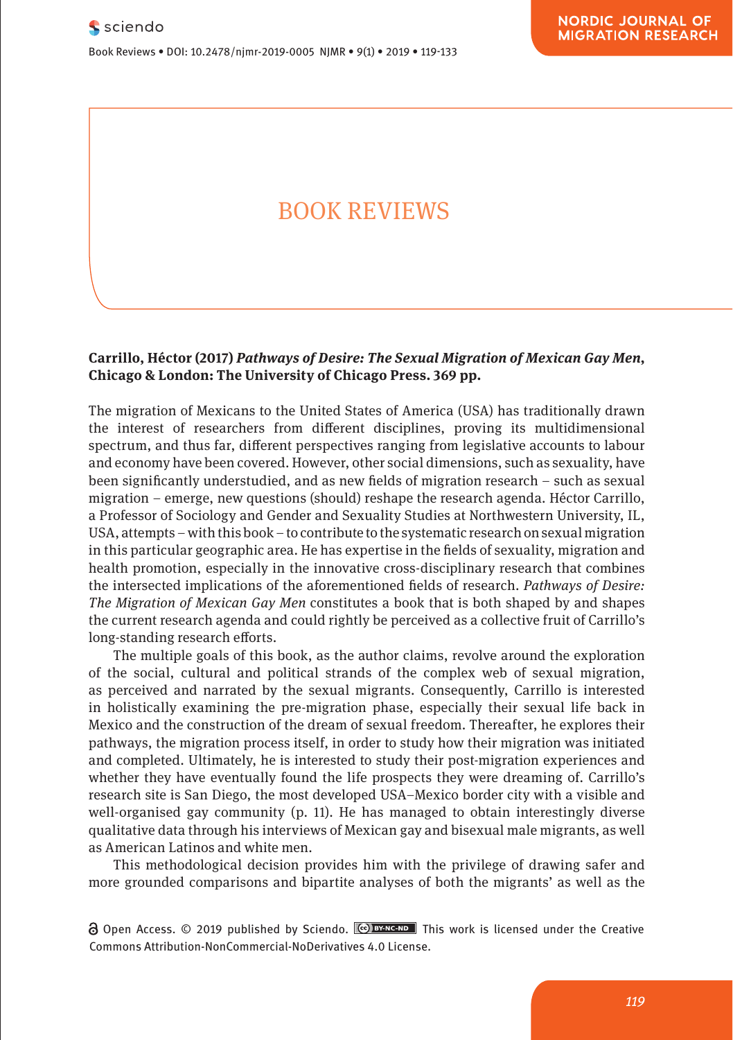# BOOK REVIEWS

**Carrillo, Héctor (2017) *Pathways of Desire: The Sexual Migration of Mexican Gay Men*, Chicago & London: The University of Chicago Press. 369 pp.**

The migration of Mexicans to the United States of America (USA) has traditionally drawn the interest of researchers from different disciplines, proving its multidimensional spectrum, and thus far, different perspectives ranging from legislative accounts to labour and economy have been covered. However, other social dimensions, such as sexuality, have been significantly understudied, and as new fields of migration research – such as sexual migration – emerge, new questions (should) reshape the research agenda. Héctor Carrillo, a Professor of Sociology and Gender and Sexuality Studies at Northwestern University, IL, USA, attempts – with this book – to contribute to the systematic research on sexual migration in this particular geographic area. He has expertise in the fields of sexuality, migration and health promotion, especially in the innovative cross-disciplinary research that combines the intersected implications of the aforementioned fields of research. *Pathways of Desire: The Migration of Mexican Gay Men* constitutes a book that is both shaped by and shapes the current research agenda and could rightly be perceived as a collective fruit of Carrillo's long-standing research efforts.

The multiple goals of this book, as the author claims, revolve around the exploration of the social, cultural and political strands of the complex web of sexual migration, as perceived and narrated by the sexual migrants. Consequently, Carrillo is interested in holistically examining the pre-migration phase, especially their sexual life back in Mexico and the construction of the dream of sexual freedom. Thereafter, he explores their pathways, the migration process itself, in order to study how their migration was initiated and completed. Ultimately, he is interested to study their post-migration experiences and whether they have eventually found the life prospects they were dreaming of. Carrillo's research site is San Diego, the most developed USA–Mexico border city with a visible and well-organised gay community (p. 11). He has managed to obtain interestingly diverse qualitative data through his interviews of Mexican gay and bisexual male migrants, as well as American Latinos and white men.

This methodological decision provides him with the privilege of drawing safer and more grounded comparisons and bipartite analyses of both the migrants' as well as the

Open Access. © 2019 published by Sciendo. This work is licensed under the Creative Commons Attribution-NonCommercial-NoDerivatives 4.0 License.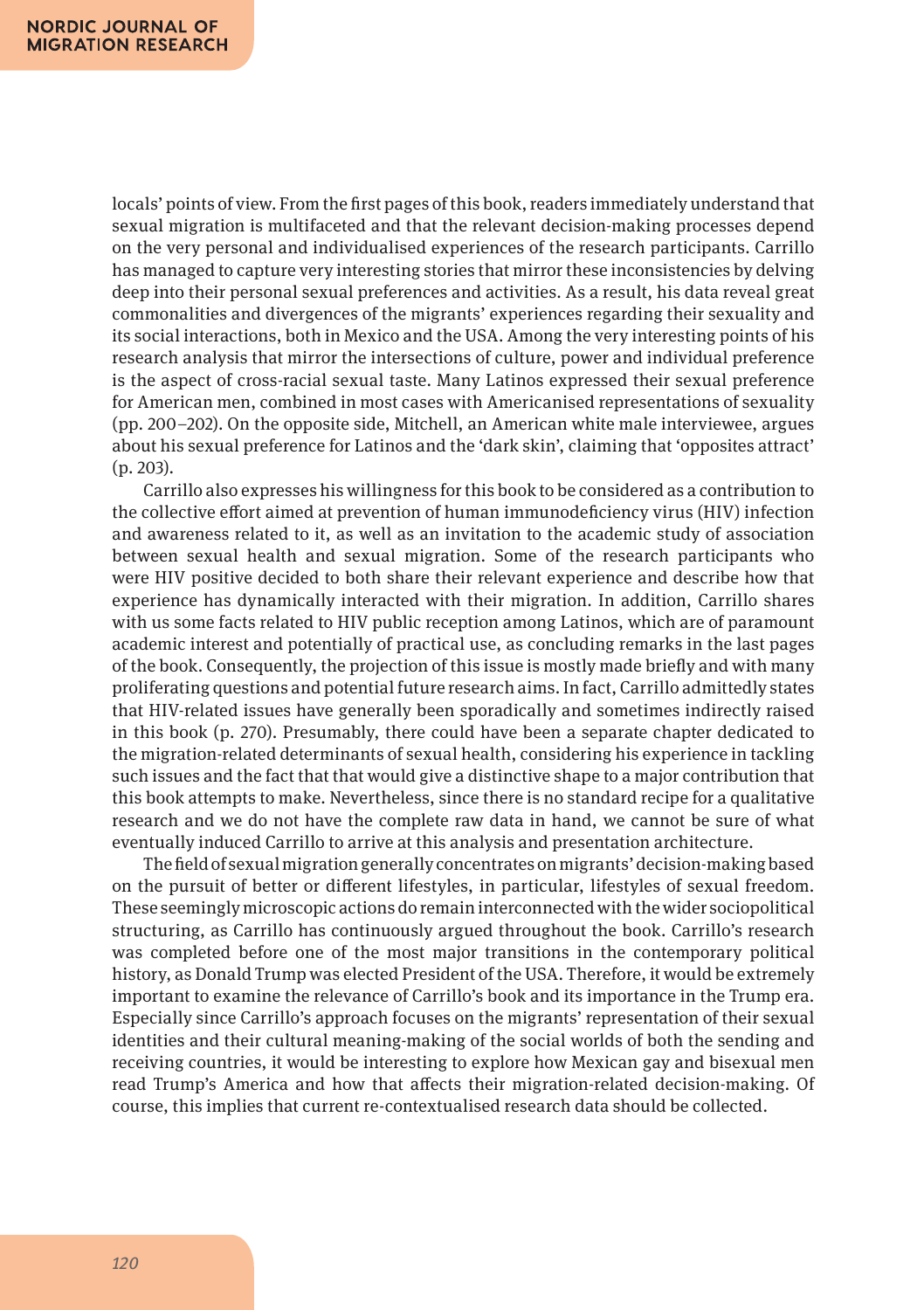locals' points of view. From the first pages of this book, readers immediately understand that sexual migration is multifaceted and that the relevant decision-making processes depend on the very personal and individualised experiences of the research participants. Carrillo has managed to capture very interesting stories that mirror these inconsistencies by delving deep into their personal sexual preferences and activities. As a result, his data reveal great commonalities and divergences of the migrants' experiences regarding their sexuality and its social interactions, both in Mexico and the USA. Among the very interesting points of his research analysis that mirror the intersections of culture, power and individual preference is the aspect of cross-racial sexual taste. Many Latinos expressed their sexual preference for American men, combined in most cases with Americanised representations of sexuality (pp. 200–202). On the opposite side, Mitchell, an American white male interviewee, argues about his sexual preference for Latinos and the 'dark skin', claiming that 'opposites attract' (p. 203).

Carrillo also expresses his willingness for this book to be considered as a contribution to the collective effort aimed at prevention of human immunodeficiency virus (HIV) infection and awareness related to it, as well as an invitation to the academic study of association between sexual health and sexual migration. Some of the research participants who were HIV positive decided to both share their relevant experience and describe how that experience has dynamically interacted with their migration. In addition, Carrillo shares with us some facts related to HIV public reception among Latinos, which are of paramount academic interest and potentially of practical use, as concluding remarks in the last pages of the book. Consequently, the projection of this issue is mostly made briefly and with many proliferating questions and potential future research aims. In fact, Carrillo admittedly states that HIV-related issues have generally been sporadically and sometimes indirectly raised in this book (p. 270). Presumably, there could have been a separate chapter dedicated to the migration-related determinants of sexual health, considering his experience in tackling such issues and the fact that that would give a distinctive shape to a major contribution that this book attempts to make. Nevertheless, since there is no standard recipe for a qualitative research and we do not have the complete raw data in hand, we cannot be sure of what eventually induced Carrillo to arrive at this analysis and presentation architecture.

The field of sexual migration generally concentrates on migrants' decision-making based on the pursuit of better or different lifestyles, in particular, lifestyles of sexual freedom. These seemingly microscopic actions do remain interconnected with the wider sociopolitical structuring, as Carrillo has continuously argued throughout the book. Carrillo's research was completed before one of the most major transitions in the contemporary political history, as Donald Trump was elected President of the USA. Therefore, it would be extremely important to examine the relevance of Carrillo's book and its importance in the Trump era. Especially since Carrillo's approach focuses on the migrants' representation of their sexual identities and their cultural meaning-making of the social worlds of both the sending and receiving countries, it would be interesting to explore how Mexican gay and bisexual men read Trump's America and how that affects their migration-related decision-making. Of course, this implies that current re-contextualised research data should be collected.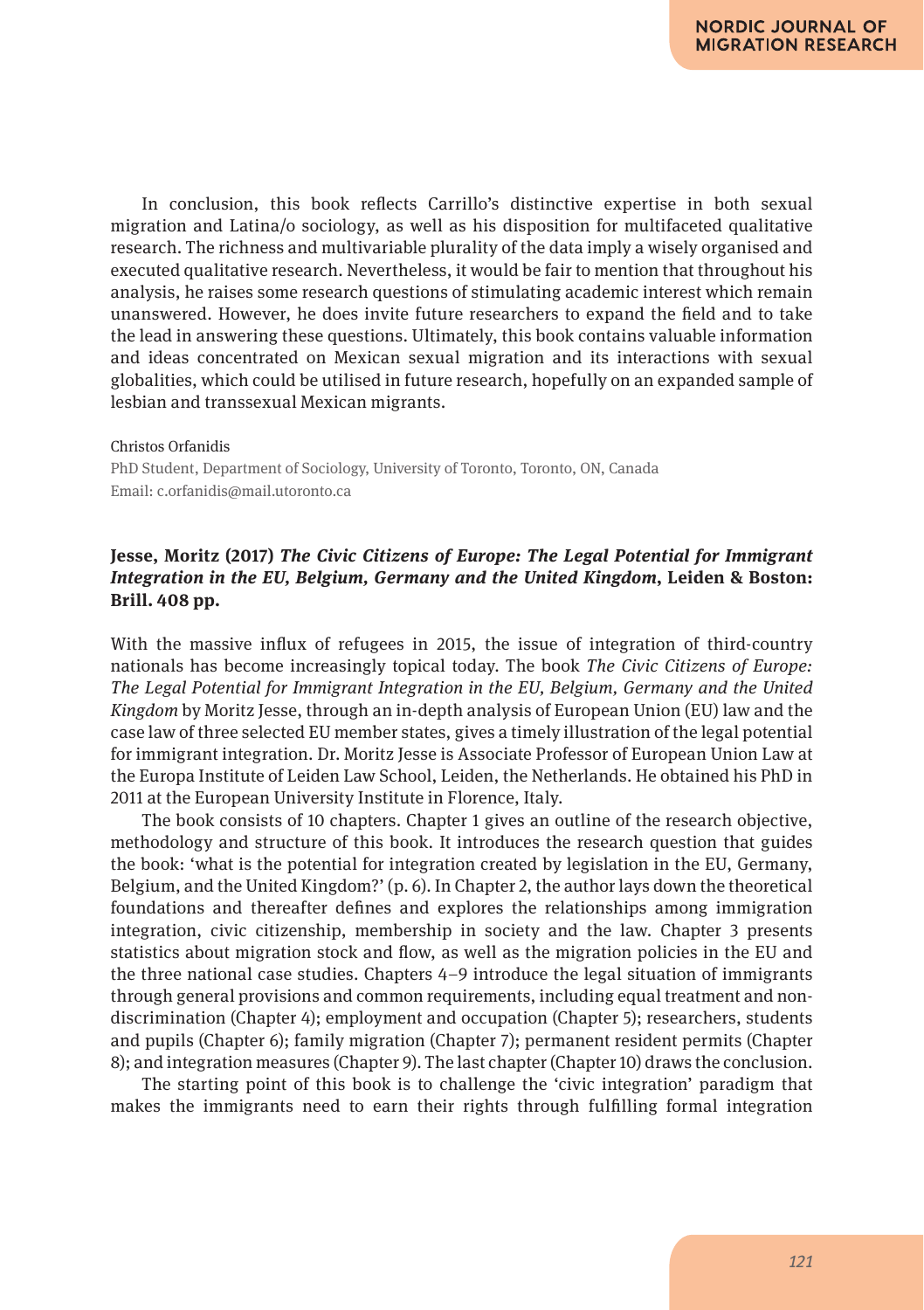In conclusion, this book reflects Carrillo's distinctive expertise in both sexual migration and Latina/o sociology, as well as his disposition for multifaceted qualitative research. The richness and multivariable plurality of the data imply a wisely organised and executed qualitative research. Nevertheless, it would be fair to mention that throughout his analysis, he raises some research questions of stimulating academic interest which remain unanswered. However, he does invite future researchers to expand the field and to take the lead in answering these questions. Ultimately, this book contains valuable information and ideas concentrated on Mexican sexual migration and its interactions with sexual globalities, which could be utilised in future research, hopefully on an expanded sample of lesbian and transsexual Mexican migrants.

Christos Orfanidis
PhD Student, Department of Sociology, University of Toronto, Toronto, ON, Canada
Email: c.orfanidis@mail.utoronto.ca

**Jesse, Moritz (2017) *The Civic Citizens of Europe: The Legal Potential for Immigrant Integration in the EU, Belgium, Germany and the United Kingdom*, Leiden & Boston: Brill. 408 pp.**

With the massive influx of refugees in 2015, the issue of integration of third-country nationals has become increasingly topical today. The book *The Civic Citizens of Europe: The Legal Potential for Immigrant Integration in the EU, Belgium, Germany and the United Kingdom* by Moritz Jesse, through an in-depth analysis of European Union (EU) law and the case law of three selected EU member states, gives a timely illustration of the legal potential for immigrant integration. Dr. Moritz Jesse is Associate Professor of European Union Law at the Europa Institute of Leiden Law School, Leiden, the Netherlands. He obtained his PhD in 2011 at the European University Institute in Florence, Italy.

The book consists of 10 chapters. Chapter 1 gives an outline of the research objective, methodology and structure of this book. It introduces the research question that guides the book: 'what is the potential for integration created by legislation in the EU, Germany, Belgium, and the United Kingdom?' (p. 6). In Chapter 2, the author lays down the theoretical foundations and thereafter defines and explores the relationships among immigration integration, civic citizenship, membership in society and the law. Chapter 3 presents statistics about migration stock and flow, as well as the migration policies in the EU and the three national case studies. Chapters 4–9 introduce the legal situation of immigrants through general provisions and common requirements, including equal treatment and non-discrimination (Chapter 4); employment and occupation (Chapter 5); researchers, students and pupils (Chapter 6); family migration (Chapter 7); permanent resident permits (Chapter 8); and integration measures (Chapter 9). The last chapter (Chapter 10) draws the conclusion.

The starting point of this book is to challenge the 'civic integration' paradigm that makes the immigrants need to earn their rights through fulfilling formal integration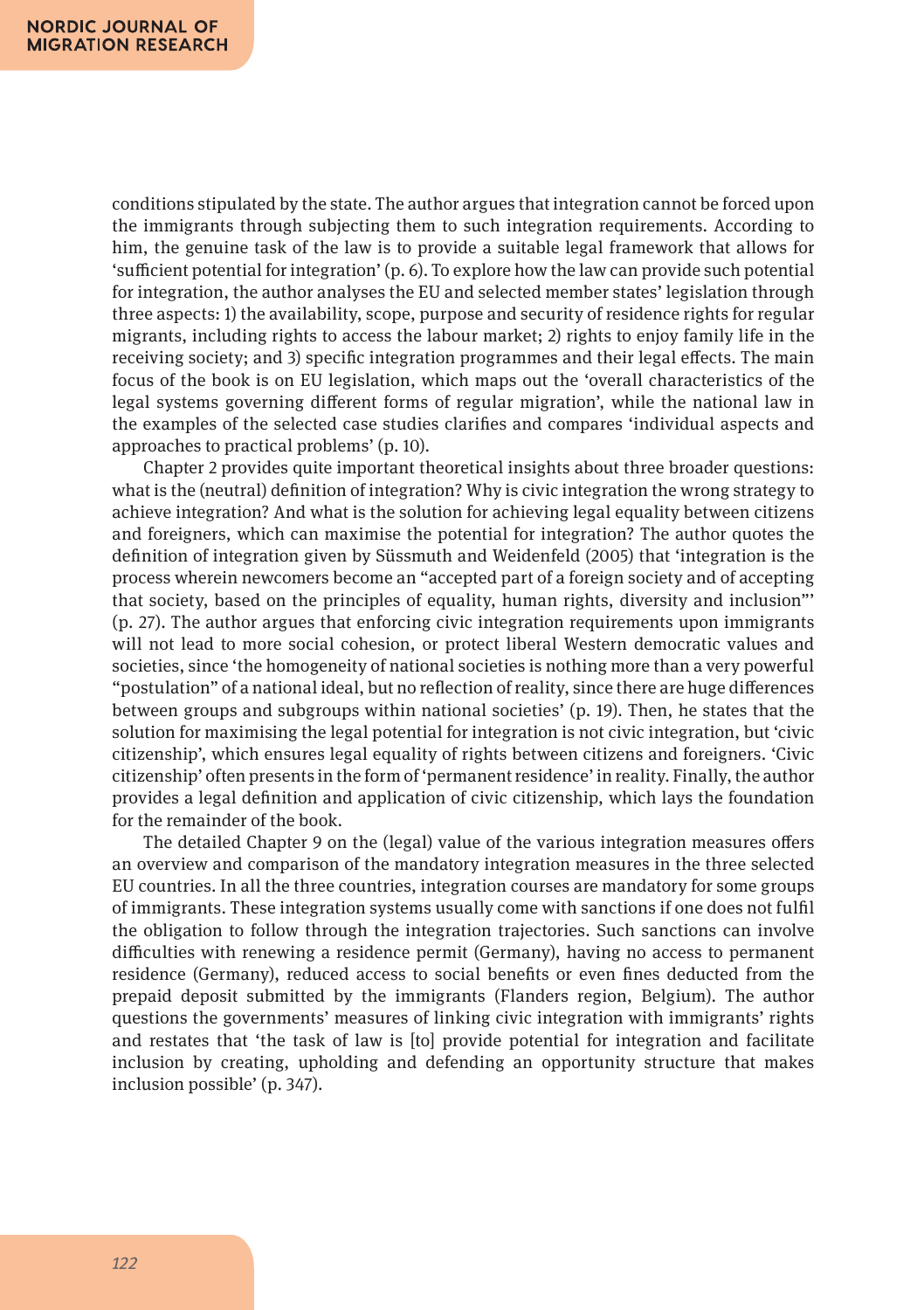conditions stipulated by the state. The author argues that integration cannot be forced upon the immigrants through subjecting them to such integration requirements. According to him, the genuine task of the law is to provide a suitable legal framework that allows for 'sufficient potential for integration' (p. 6). To explore how the law can provide such potential for integration, the author analyses the EU and selected member states' legislation through three aspects: 1) the availability, scope, purpose and security of residence rights for regular migrants, including rights to access the labour market; 2) rights to enjoy family life in the receiving society; and 3) specific integration programmes and their legal effects. The main focus of the book is on EU legislation, which maps out the 'overall characteristics of the legal systems governing different forms of regular migration', while the national law in the examples of the selected case studies clarifies and compares 'individual aspects and approaches to practical problems' (p. 10).

Chapter 2 provides quite important theoretical insights about three broader questions: what is the (neutral) definition of integration? Why is civic integration the wrong strategy to achieve integration? And what is the solution for achieving legal equality between citizens and foreigners, which can maximise the potential for integration? The author quotes the definition of integration given by Süssmuth and Weidenfeld (2005) that 'integration is the process wherein newcomers become an "accepted part of a foreign society and of accepting that society, based on the principles of equality, human rights, diversity and inclusion"' (p. 27). The author argues that enforcing civic integration requirements upon immigrants will not lead to more social cohesion, or protect liberal Western democratic values and societies, since 'the homogeneity of national societies is nothing more than a very powerful "postulation" of a national ideal, but no reflection of reality, since there are huge differences between groups and subgroups within national societies' (p. 19). Then, he states that the solution for maximising the legal potential for integration is not civic integration, but 'civic citizenship', which ensures legal equality of rights between citizens and foreigners. 'Civic citizenship' often presents in the form of 'permanent residence' in reality. Finally, the author provides a legal definition and application of civic citizenship, which lays the foundation for the remainder of the book.

The detailed Chapter 9 on the (legal) value of the various integration measures offers an overview and comparison of the mandatory integration measures in the three selected EU countries. In all the three countries, integration courses are mandatory for some groups of immigrants. These integration systems usually come with sanctions if one does not fulfil the obligation to follow through the integration trajectories. Such sanctions can involve difficulties with renewing a residence permit (Germany), having no access to permanent residence (Germany), reduced access to social benefits or even fines deducted from the prepaid deposit submitted by the immigrants (Flanders region, Belgium). The author questions the governments' measures of linking civic integration with immigrants' rights and restates that 'the task of law is [to] provide potential for integration and facilitate inclusion by creating, upholding and defending an opportunity structure that makes inclusion possible' (p. 347).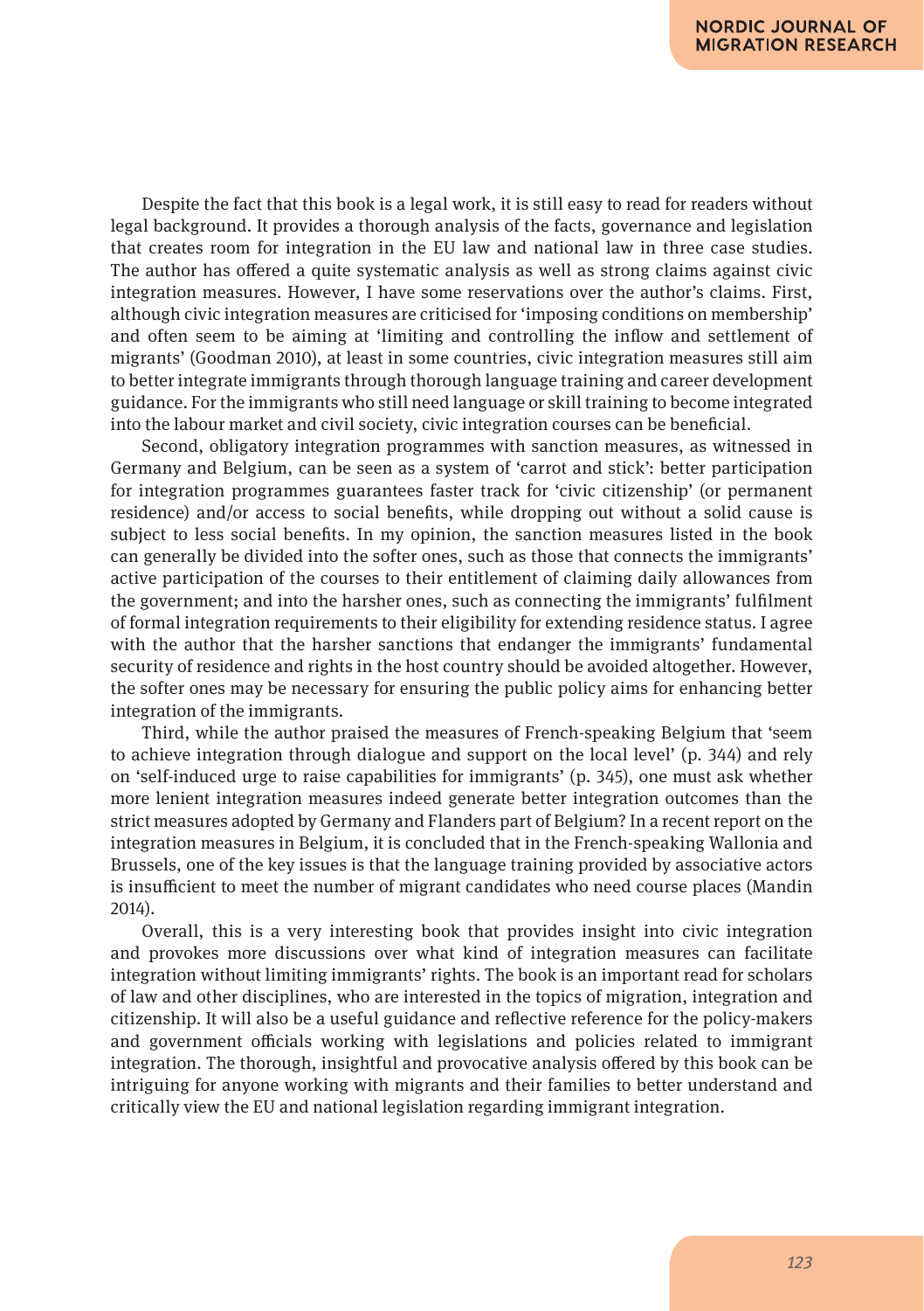Despite the fact that this book is a legal work, it is still easy to read for readers without legal background. It provides a thorough analysis of the facts, governance and legislation that creates room for integration in the EU law and national law in three case studies. The author has offered a quite systematic analysis as well as strong claims against civic integration measures. However, I have some reservations over the author's claims. First, although civic integration measures are criticised for 'imposing conditions on membership' and often seem to be aiming at 'limiting and controlling the inflow and settlement of migrants' (Goodman 2010), at least in some countries, civic integration measures still aim to better integrate immigrants through thorough language training and career development guidance. For the immigrants who still need language or skill training to become integrated into the labour market and civil society, civic integration courses can be beneficial.

Second, obligatory integration programmes with sanction measures, as witnessed in Germany and Belgium, can be seen as a system of 'carrot and stick': better participation for integration programmes guarantees faster track for 'civic citizenship' (or permanent residence) and/or access to social benefits, while dropping out without a solid cause is subject to less social benefits. In my opinion, the sanction measures listed in the book can generally be divided into the softer ones, such as those that connects the immigrants' active participation of the courses to their entitlement of claiming daily allowances from the government; and into the harsher ones, such as connecting the immigrants' fulfilment of formal integration requirements to their eligibility for extending residence status. I agree with the author that the harsher sanctions that endanger the immigrants' fundamental security of residence and rights in the host country should be avoided altogether. However, the softer ones may be necessary for ensuring the public policy aims for enhancing better integration of the immigrants.

Third, while the author praised the measures of French-speaking Belgium that 'seem to achieve integration through dialogue and support on the local level' (p. 344) and rely on 'self-induced urge to raise capabilities for immigrants' (p. 345), one must ask whether more lenient integration measures indeed generate better integration outcomes than the strict measures adopted by Germany and Flanders part of Belgium? In a recent report on the integration measures in Belgium, it is concluded that in the French-speaking Wallonia and Brussels, one of the key issues is that the language training provided by associative actors is insufficient to meet the number of migrant candidates who need course places (Mandin 2014).

Overall, this is a very interesting book that provides insight into civic integration and provokes more discussions over what kind of integration measures can facilitate integration without limiting immigrants' rights. The book is an important read for scholars of law and other disciplines, who are interested in the topics of migration, integration and citizenship. It will also be a useful guidance and reflective reference for the policy-makers and government officials working with legislations and policies related to immigrant integration. The thorough, insightful and provocative analysis offered by this book can be intriguing for anyone working with migrants and their families to better understand and critically view the EU and national legislation regarding immigrant integration.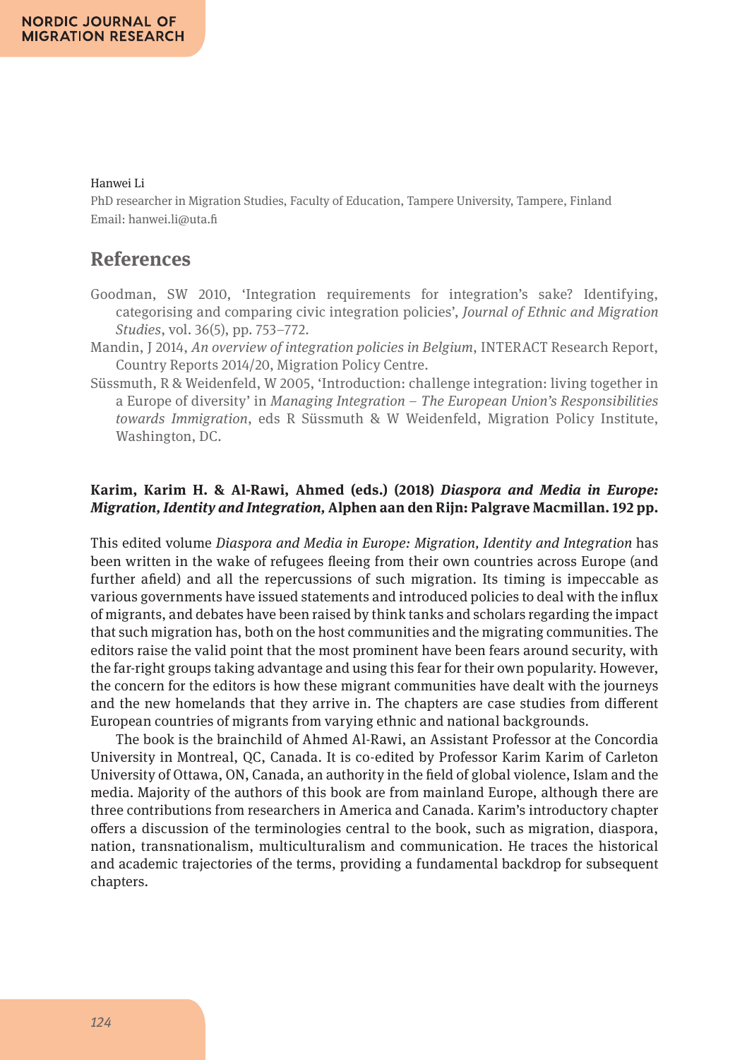Hanwei Li
PhD researcher in Migration Studies, Faculty of Education, Tampere University, Tampere, Finland
Email: hanwei.li@uta.fi

## References

Goodman, SW 2010, 'Integration requirements for integration's sake? Identifying, categorising and comparing civic integration policies', *Journal of Ethnic and Migration Studies*, vol. 36(5), pp. 753–772.

Mandin, J 2014, *An overview of integration policies in Belgium*, INTERACT Research Report, Country Reports 2014/20, Migration Policy Centre.

Süssmuth, R & Weidenfeld, W 2005, 'Introduction: challenge integration: living together in a Europe of diversity' in *Managing Integration – The European Union's Responsibilities towards Immigration*, eds R Süssmuth & W Weidenfeld, Migration Policy Institute, Washington, DC.

**Karim, Karim H. & Al-Rawi, Ahmed (eds.) (2018) *Diaspora and Media in Europe: Migration, Identity and Integration,* Alphen aan den Rijn: Palgrave Macmillan. 192 pp.**

This edited volume *Diaspora and Media in Europe: Migration, Identity and Integration* has been written in the wake of refugees fleeing from their own countries across Europe (and further afield) and all the repercussions of such migration. Its timing is impeccable as various governments have issued statements and introduced policies to deal with the influx of migrants, and debates have been raised by think tanks and scholars regarding the impact that such migration has, both on the host communities and the migrating communities. The editors raise the valid point that the most prominent have been fears around security, with the far-right groups taking advantage and using this fear for their own popularity. However, the concern for the editors is how these migrant communities have dealt with the journeys and the new homelands that they arrive in. The chapters are case studies from different European countries of migrants from varying ethnic and national backgrounds.

The book is the brainchild of Ahmed Al-Rawi, an Assistant Professor at the Concordia University in Montreal, QC, Canada. It is co-edited by Professor Karim Karim of Carleton University of Ottawa, ON, Canada, an authority in the field of global violence, Islam and the media. Majority of the authors of this book are from mainland Europe, although there are three contributions from researchers in America and Canada. Karim's introductory chapter offers a discussion of the terminologies central to the book, such as migration, diaspora, nation, transnationalism, multiculturalism and communication. He traces the historical and academic trajectories of the terms, providing a fundamental backdrop for subsequent chapters.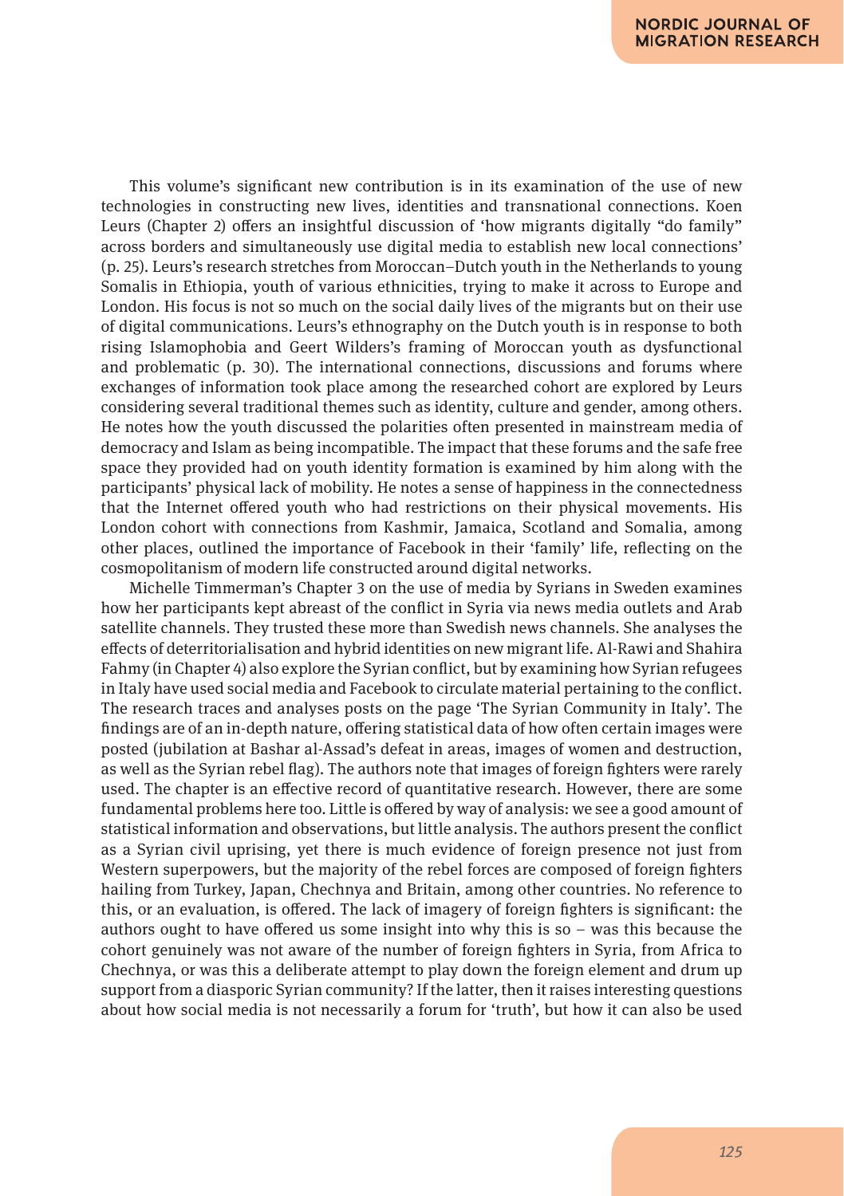This volume's significant new contribution is in its examination of the use of new technologies in constructing new lives, identities and transnational connections. Koen Leurs (Chapter 2) offers an insightful discussion of 'how migrants digitally "do family" across borders and simultaneously use digital media to establish new local connections' (p. 25). Leurs's research stretches from Moroccan–Dutch youth in the Netherlands to young Somalis in Ethiopia, youth of various ethnicities, trying to make it across to Europe and London. His focus is not so much on the social daily lives of the migrants but on their use of digital communications. Leurs's ethnography on the Dutch youth is in response to both rising Islamophobia and Geert Wilders's framing of Moroccan youth as dysfunctional and problematic (p. 30). The international connections, discussions and forums where exchanges of information took place among the researched cohort are explored by Leurs considering several traditional themes such as identity, culture and gender, among others. He notes how the youth discussed the polarities often presented in mainstream media of democracy and Islam as being incompatible. The impact that these forums and the safe free space they provided had on youth identity formation is examined by him along with the participants' physical lack of mobility. He notes a sense of happiness in the connectedness that the Internet offered youth who had restrictions on their physical movements. His London cohort with connections from Kashmir, Jamaica, Scotland and Somalia, among other places, outlined the importance of Facebook in their 'family' life, reflecting on the cosmopolitanism of modern life constructed around digital networks.

Michelle Timmerman's Chapter 3 on the use of media by Syrians in Sweden examines how her participants kept abreast of the conflict in Syria via news media outlets and Arab satellite channels. They trusted these more than Swedish news channels. She analyses the effects of deterritorialisation and hybrid identities on new migrant life. Al-Rawi and Shahira Fahmy (in Chapter 4) also explore the Syrian conflict, but by examining how Syrian refugees in Italy have used social media and Facebook to circulate material pertaining to the conflict. The research traces and analyses posts on the page 'The Syrian Community in Italy'. The findings are of an in-depth nature, offering statistical data of how often certain images were posted (jubilation at Bashar al-Assad's defeat in areas, images of women and destruction, as well as the Syrian rebel flag). The authors note that images of foreign fighters were rarely used. The chapter is an effective record of quantitative research. However, there are some fundamental problems here too. Little is offered by way of analysis: we see a good amount of statistical information and observations, but little analysis. The authors present the conflict as a Syrian civil uprising, yet there is much evidence of foreign presence not just from Western superpowers, but the majority of the rebel forces are composed of foreign fighters hailing from Turkey, Japan, Chechnya and Britain, among other countries. No reference to this, or an evaluation, is offered. The lack of imagery of foreign fighters is significant: the authors ought to have offered us some insight into why this is so – was this because the cohort genuinely was not aware of the number of foreign fighters in Syria, from Africa to Chechnya, or was this a deliberate attempt to play down the foreign element and drum up support from a diasporic Syrian community? If the latter, then it raises interesting questions about how social media is not necessarily a forum for 'truth', but how it can also be used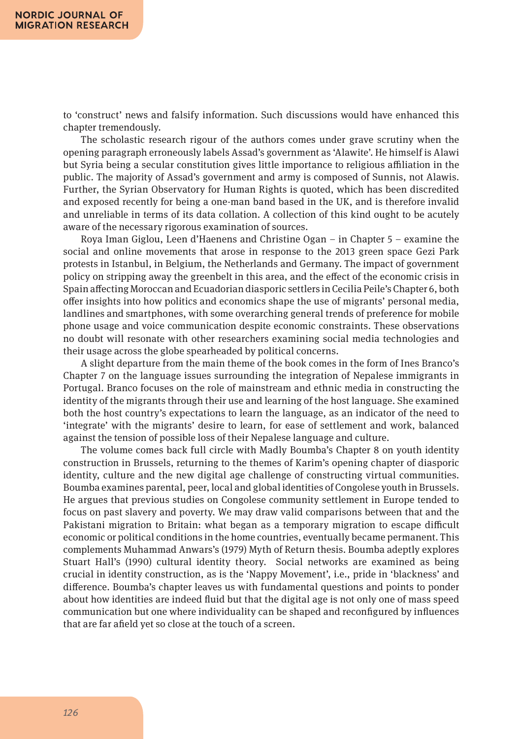to 'construct' news and falsify information. Such discussions would have enhanced this chapter tremendously.

The scholastic research rigour of the authors comes under grave scrutiny when the opening paragraph erroneously labels Assad's government as 'Alawite'. He himself is Alawi but Syria being a secular constitution gives little importance to religious affiliation in the public. The majority of Assad's government and army is composed of Sunnis, not Alawis. Further, the Syrian Observatory for Human Rights is quoted, which has been discredited and exposed recently for being a one-man band based in the UK, and is therefore invalid and unreliable in terms of its data collation. A collection of this kind ought to be acutely aware of the necessary rigorous examination of sources.

Roya Iman Giglou, Leen d'Haenens and Christine Ogan – in Chapter 5 – examine the social and online movements that arose in response to the 2013 green space Gezi Park protests in Istanbul, in Belgium, the Netherlands and Germany. The impact of government policy on stripping away the greenbelt in this area, and the effect of the economic crisis in Spain affecting Moroccan and Ecuadorian diasporic settlers in Cecilia Peile's Chapter 6, both offer insights into how politics and economics shape the use of migrants' personal media, landlines and smartphones, with some overarching general trends of preference for mobile phone usage and voice communication despite economic constraints. These observations no doubt will resonate with other researchers examining social media technologies and their usage across the globe spearheaded by political concerns.

A slight departure from the main theme of the book comes in the form of Ines Branco's Chapter 7 on the language issues surrounding the integration of Nepalese immigrants in Portugal. Branco focuses on the role of mainstream and ethnic media in constructing the identity of the migrants through their use and learning of the host language. She examined both the host country's expectations to learn the language, as an indicator of the need to 'integrate' with the migrants' desire to learn, for ease of settlement and work, balanced against the tension of possible loss of their Nepalese language and culture.

The volume comes back full circle with Madly Boumba's Chapter 8 on youth identity construction in Brussels, returning to the themes of Karim's opening chapter of diasporic identity, culture and the new digital age challenge of constructing virtual communities. Boumba examines parental, peer, local and global identities of Congolese youth in Brussels. He argues that previous studies on Congolese community settlement in Europe tended to focus on past slavery and poverty. We may draw valid comparisons between that and the Pakistani migration to Britain: what began as a temporary migration to escape difficult economic or political conditions in the home countries, eventually became permanent. This complements Muhammad Anwars's (1979) Myth of Return thesis. Boumba adeptly explores Stuart Hall's (1990) cultural identity theory. Social networks are examined as being crucial in identity construction, as is the 'Nappy Movement', i.e., pride in 'blackness' and difference. Boumba's chapter leaves us with fundamental questions and points to ponder about how identities are indeed fluid but that the digital age is not only one of mass speed communication but one where individuality can be shaped and reconfigured by influences that are far afield yet so close at the touch of a screen.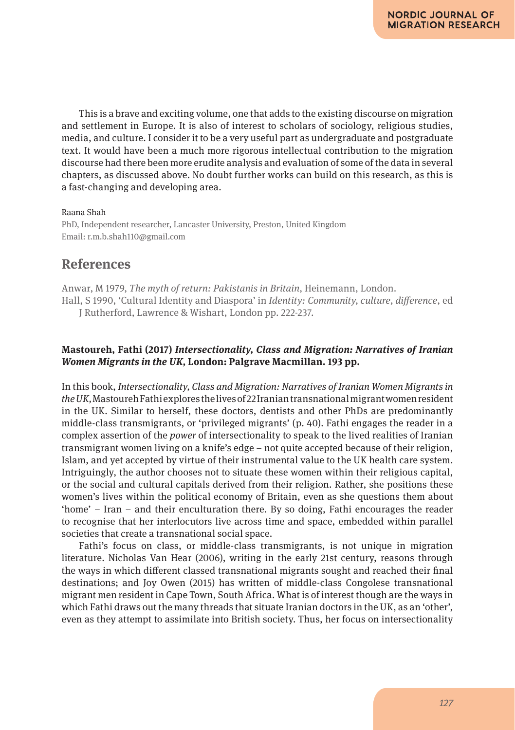This is a brave and exciting volume, one that adds to the existing discourse on migration and settlement in Europe. It is also of interest to scholars of sociology, religious studies, media, and culture. I consider it to be a very useful part as undergraduate and postgraduate text. It would have been a much more rigorous intellectual contribution to the migration discourse had there been more erudite analysis and evaluation of some of the data in several chapters, as discussed above. No doubt further works can build on this research, as this is a fast-changing and developing area.

Raana Shah  
PhD, Independent researcher, Lancaster University, Preston, United Kingdom  
Email: r.m.b.shah110@gmail.com

## References

Anwar, M 1979, *The myth of return: Pakistanis in Britain*, Heinemann, London.  
Hall, S 1990, 'Cultural Identity and Diaspora' in *Identity: Community, culture, difference*, ed J Rutherford, Lawrence & Wishart, London pp. 222-237.

**Mastoureh, Fathi (2017) *Intersectionality, Class and Migration: Narratives of Iranian Women Migrants in the UK,* London: Palgrave Macmillan. 193 pp.**

In this book, *Intersectionality, Class and Migration: Narratives of Iranian Women Migrants in the UK,* Mastoureh Fathi explores the lives of 22 Iranian transnational migrant women resident in the UK. Similar to herself, these doctors, dentists and other PhDs are predominantly middle-class transmigrants, or 'privileged migrants' (p. 40). Fathi engages the reader in a complex assertion of the *power* of intersectionality to speak to the lived realities of Iranian transmigrant women living on a knife's edge – not quite accepted because of their religion, Islam, and yet accepted by virtue of their instrumental value to the UK health care system. Intriguingly, the author chooses not to situate these women within their religious capital, or the social and cultural capitals derived from their religion. Rather, she positions these women's lives within the political economy of Britain, even as she questions them about 'home' – Iran – and their enculturation there. By so doing, Fathi encourages the reader to recognise that her interlocutors live across time and space, embedded within parallel societies that create a transnational social space.

Fathi's focus on class, or middle-class transmigrants, is not unique in migration literature. Nicholas Van Hear (2006), writing in the early 21st century, reasons through the ways in which different classed transnational migrants sought and reached their final destinations; and Joy Owen (2015) has written of middle-class Congolese transnational migrant men resident in Cape Town, South Africa. What is of interest though are the ways in which Fathi draws out the many threads that situate Iranian doctors in the UK, as an 'other', even as they attempt to assimilate into British society. Thus, her focus on intersectionality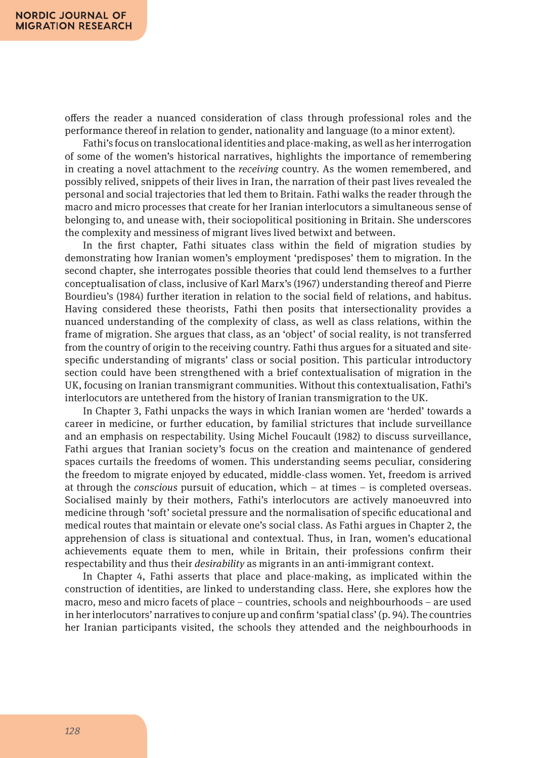offers the reader a nuanced consideration of class through professional roles and the performance thereof in relation to gender, nationality and language (to a minor extent).

Fathi's focus on translocational identities and place-making, as well as her interrogation of some of the women's historical narratives, highlights the importance of remembering in creating a novel attachment to the *receiving* country. As the women remembered, and possibly relived, snippets of their lives in Iran, the narration of their past lives revealed the personal and social trajectories that led them to Britain. Fathi walks the reader through the macro and micro processes that create for her Iranian interlocutors a simultaneous sense of belonging to, and unease with, their sociopolitical positioning in Britain. She underscores the complexity and messiness of migrant lives lived betwixt and between.

In the first chapter, Fathi situates class within the field of migration studies by demonstrating how Iranian women's employment 'predisposes' them to migration. In the second chapter, she interrogates possible theories that could lend themselves to a further conceptualisation of class, inclusive of Karl Marx's (1967) understanding thereof and Pierre Bourdieu's (1984) further iteration in relation to the social field of relations, and habitus. Having considered these theorists, Fathi then posits that intersectionality provides a nuanced understanding of the complexity of class, as well as class relations, within the frame of migration. She argues that class, as an 'object' of social reality, is not transferred from the country of origin to the receiving country. Fathi thus argues for a situated and site-specific understanding of migrants' class or social position. This particular introductory section could have been strengthened with a brief contextualisation of migration in the UK, focusing on Iranian transmigrant communities. Without this contextualisation, Fathi's interlocutors are untethered from the history of Iranian transmigration to the UK.

In Chapter 3, Fathi unpacks the ways in which Iranian women are 'herded' towards a career in medicine, or further education, by familial strictures that include surveillance and an emphasis on respectability. Using Michel Foucault (1982) to discuss surveillance, Fathi argues that Iranian society's focus on the creation and maintenance of gendered spaces curtails the freedoms of women. This understanding seems peculiar, considering the freedom to migrate enjoyed by educated, middle-class women. Yet, freedom is arrived at through the *conscious* pursuit of education, which – at times – is completed overseas. Socialised mainly by their mothers, Fathi's interlocutors are actively manoeuvred into medicine through 'soft' societal pressure and the normalisation of specific educational and medical routes that maintain or elevate one's social class. As Fathi argues in Chapter 2, the apprehension of class is situational and contextual. Thus, in Iran, women's educational achievements equate them to men, while in Britain, their professions confirm their respectability and thus their *desirability* as migrants in an anti-immigrant context.

In Chapter 4, Fathi asserts that place and place-making, as implicated within the construction of identities, are linked to understanding class. Here, she explores how the macro, meso and micro facets of place – countries, schools and neighbourhoods – are used in her interlocutors' narratives to conjure up and confirm 'spatial class' (p. 94). The countries her Iranian participants visited, the schools they attended and the neighbourhoods in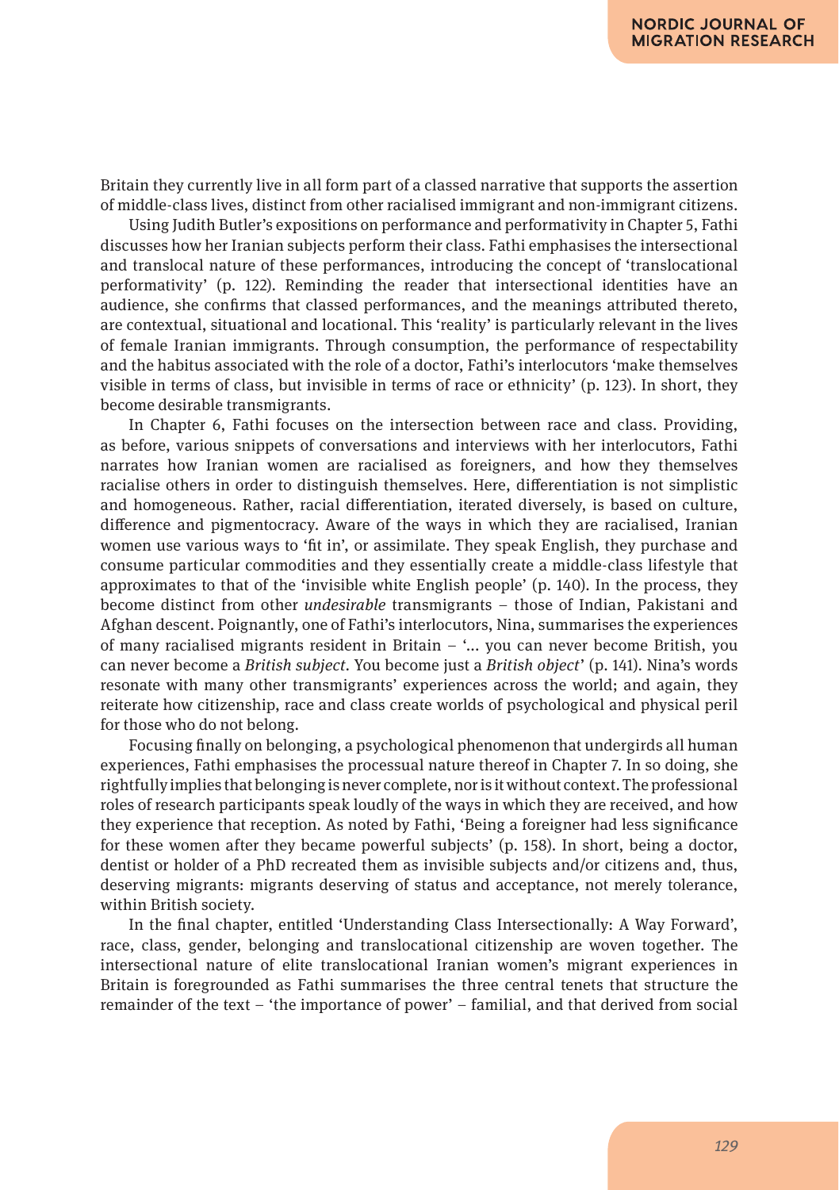Britain they currently live in all form part of a classed narrative that supports the assertion of middle-class lives, distinct from other racialised immigrant and non-immigrant citizens.

Using Judith Butler's expositions on performance and performativity in Chapter 5, Fathi discusses how her Iranian subjects perform their class. Fathi emphasises the intersectional and translocal nature of these performances, introducing the concept of 'translocational performativity' (p. 122). Reminding the reader that intersectional identities have an audience, she confirms that classed performances, and the meanings attributed thereto, are contextual, situational and locational. This 'reality' is particularly relevant in the lives of female Iranian immigrants. Through consumption, the performance of respectability and the habitus associated with the role of a doctor, Fathi's interlocutors 'make themselves visible in terms of class, but invisible in terms of race or ethnicity' (p. 123). In short, they become desirable transmigrants.

In Chapter 6, Fathi focuses on the intersection between race and class. Providing, as before, various snippets of conversations and interviews with her interlocutors, Fathi narrates how Iranian women are racialised as foreigners, and how they themselves racialise others in order to distinguish themselves. Here, differentiation is not simplistic and homogeneous. Rather, racial differentiation, iterated diversely, is based on culture, difference and pigmentocracy. Aware of the ways in which they are racialised, Iranian women use various ways to 'fit in', or assimilate. They speak English, they purchase and consume particular commodities and they essentially create a middle-class lifestyle that approximates to that of the 'invisible white English people' (p. 140). In the process, they become distinct from other *undesirable* transmigrants – those of Indian, Pakistani and Afghan descent. Poignantly, one of Fathi's interlocutors, Nina, summarises the experiences of many racialised migrants resident in Britain – '... you can never become British, you can never become a *British subject*. You become just a *British object*' (p. 141). Nina's words resonate with many other transmigrants' experiences across the world; and again, they reiterate how citizenship, race and class create worlds of psychological and physical peril for those who do not belong.

Focusing finally on belonging, a psychological phenomenon that undergirds all human experiences, Fathi emphasises the processual nature thereof in Chapter 7. In so doing, she rightfully implies that belonging is never complete, nor is it without context. The professional roles of research participants speak loudly of the ways in which they are received, and how they experience that reception. As noted by Fathi, 'Being a foreigner had less significance for these women after they became powerful subjects' (p. 158). In short, being a doctor, dentist or holder of a PhD recreated them as invisible subjects and/or citizens and, thus, deserving migrants: migrants deserving of status and acceptance, not merely tolerance, within British society.

In the final chapter, entitled 'Understanding Class Intersectionally: A Way Forward', race, class, gender, belonging and translocational citizenship are woven together. The intersectional nature of elite translocational Iranian women's migrant experiences in Britain is foregrounded as Fathi summarises the three central tenets that structure the remainder of the text – 'the importance of power' – familial, and that derived from social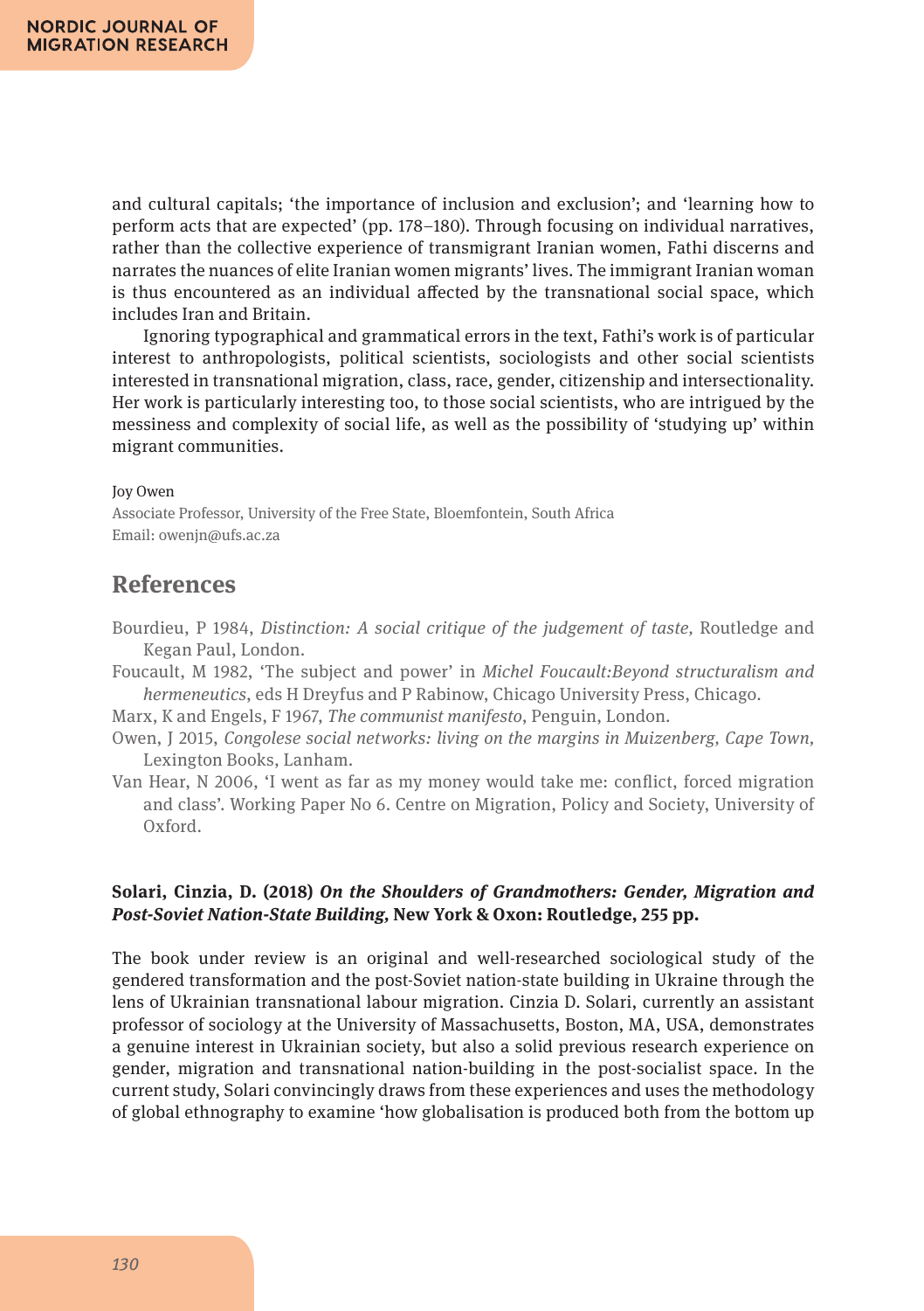and cultural capitals; 'the importance of inclusion and exclusion'; and 'learning how to perform acts that are expected' (pp. 178–180). Through focusing on individual narratives, rather than the collective experience of transmigrant Iranian women, Fathi discerns and narrates the nuances of elite Iranian women migrants' lives. The immigrant Iranian woman is thus encountered as an individual affected by the transnational social space, which includes Iran and Britain.

Ignoring typographical and grammatical errors in the text, Fathi's work is of particular interest to anthropologists, political scientists, sociologists and other social scientists interested in transnational migration, class, race, gender, citizenship and intersectionality. Her work is particularly interesting too, to those social scientists, who are intrigued by the messiness and complexity of social life, as well as the possibility of 'studying up' within migrant communities.

Joy Owen
Associate Professor, University of the Free State, Bloemfontein, South Africa
Email: owenjn@ufs.ac.za

## References

Bourdieu, P 1984, *Distinction: A social critique of the judgement of taste,* Routledge and Kegan Paul, London.

Foucault, M 1982, 'The subject and power' in *Michel Foucault:Beyond structuralism and hermeneutics*, eds H Dreyfus and P Rabinow, Chicago University Press, Chicago.

Marx, K and Engels, F 1967, *The communist manifesto*, Penguin, London.

Owen, J 2015, *Congolese social networks: living on the margins in Muizenberg, Cape Town,* Lexington Books, Lanham.

Van Hear, N 2006, 'I went as far as my money would take me: conflict, forced migration and class'. Working Paper No 6. Centre on Migration, Policy and Society, University of Oxford.

**Solari, Cinzia, D. (2018) *On the Shoulders of Grandmothers: Gender, Migration and Post-Soviet Nation-State Building,* New York & Oxon: Routledge, 255 pp.**

The book under review is an original and well-researched sociological study of the gendered transformation and the post-Soviet nation-state building in Ukraine through the lens of Ukrainian transnational labour migration. Cinzia D. Solari, currently an assistant professor of sociology at the University of Massachusetts, Boston, MA, USA, demonstrates a genuine interest in Ukrainian society, but also a solid previous research experience on gender, migration and transnational nation-building in the post-socialist space. In the current study, Solari convincingly draws from these experiences and uses the methodology of global ethnography to examine 'how globalisation is produced both from the bottom up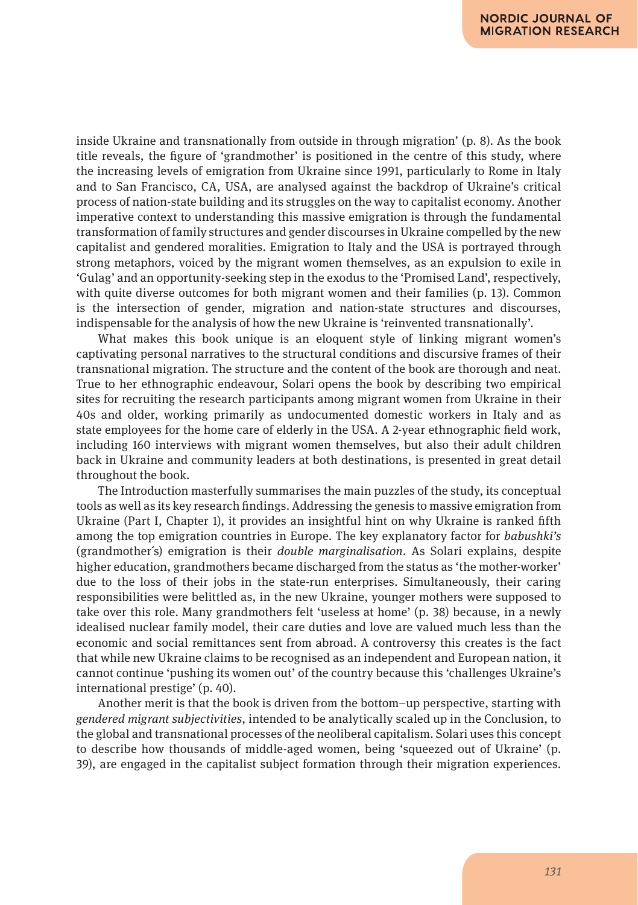inside Ukraine and transnationally from outside in through migration' (p. 8). As the book title reveals, the figure of 'grandmother' is positioned in the centre of this study, where the increasing levels of emigration from Ukraine since 1991, particularly to Rome in Italy and to San Francisco, CA, USA, are analysed against the backdrop of Ukraine's critical process of nation-state building and its struggles on the way to capitalist economy. Another imperative context to understanding this massive emigration is through the fundamental transformation of family structures and gender discourses in Ukraine compelled by the new capitalist and gendered moralities. Emigration to Italy and the USA is portrayed through strong metaphors, voiced by the migrant women themselves, as an expulsion to exile in 'Gulag' and an opportunity-seeking step in the exodus to the 'Promised Land', respectively, with quite diverse outcomes for both migrant women and their families (p. 13). Common is the intersection of gender, migration and nation-state structures and discourses, indispensable for the analysis of how the new Ukraine is 'reinvented transnationally'.

What makes this book unique is an eloquent style of linking migrant women's captivating personal narratives to the structural conditions and discursive frames of their transnational migration. The structure and the content of the book are thorough and neat. True to her ethnographic endeavour, Solari opens the book by describing two empirical sites for recruiting the research participants among migrant women from Ukraine in their 40s and older, working primarily as undocumented domestic workers in Italy and as state employees for the home care of elderly in the USA. A 2-year ethnographic field work, including 160 interviews with migrant women themselves, but also their adult children back in Ukraine and community leaders at both destinations, is presented in great detail throughout the book.

The Introduction masterfully summarises the main puzzles of the study, its conceptual tools as well as its key research findings. Addressing the genesis to massive emigration from Ukraine (Part I, Chapter 1), it provides an insightful hint on why Ukraine is ranked fifth among the top emigration countries in Europe. The key explanatory factor for *babushki's* (grandmother´s) emigration is their *double marginalisation*. As Solari explains, despite higher education, grandmothers became discharged from the status as 'the mother-worker' due to the loss of their jobs in the state-run enterprises. Simultaneously, their caring responsibilities were belittled as, in the new Ukraine, younger mothers were supposed to take over this role. Many grandmothers felt 'useless at home' (p. 38) because, in a newly idealised nuclear family model, their care duties and love are valued much less than the economic and social remittances sent from abroad. A controversy this creates is the fact that while new Ukraine claims to be recognised as an independent and European nation, it cannot continue 'pushing its women out' of the country because this 'challenges Ukraine's international prestige' (p. 40).

Another merit is that the book is driven from the bottom–up perspective, starting with *gendered migrant subjectivities*, intended to be analytically scaled up in the Conclusion, to the global and transnational processes of the neoliberal capitalism. Solari uses this concept to describe how thousands of middle-aged women, being 'squeezed out of Ukraine' (p. 39), are engaged in the capitalist subject formation through their migration experiences.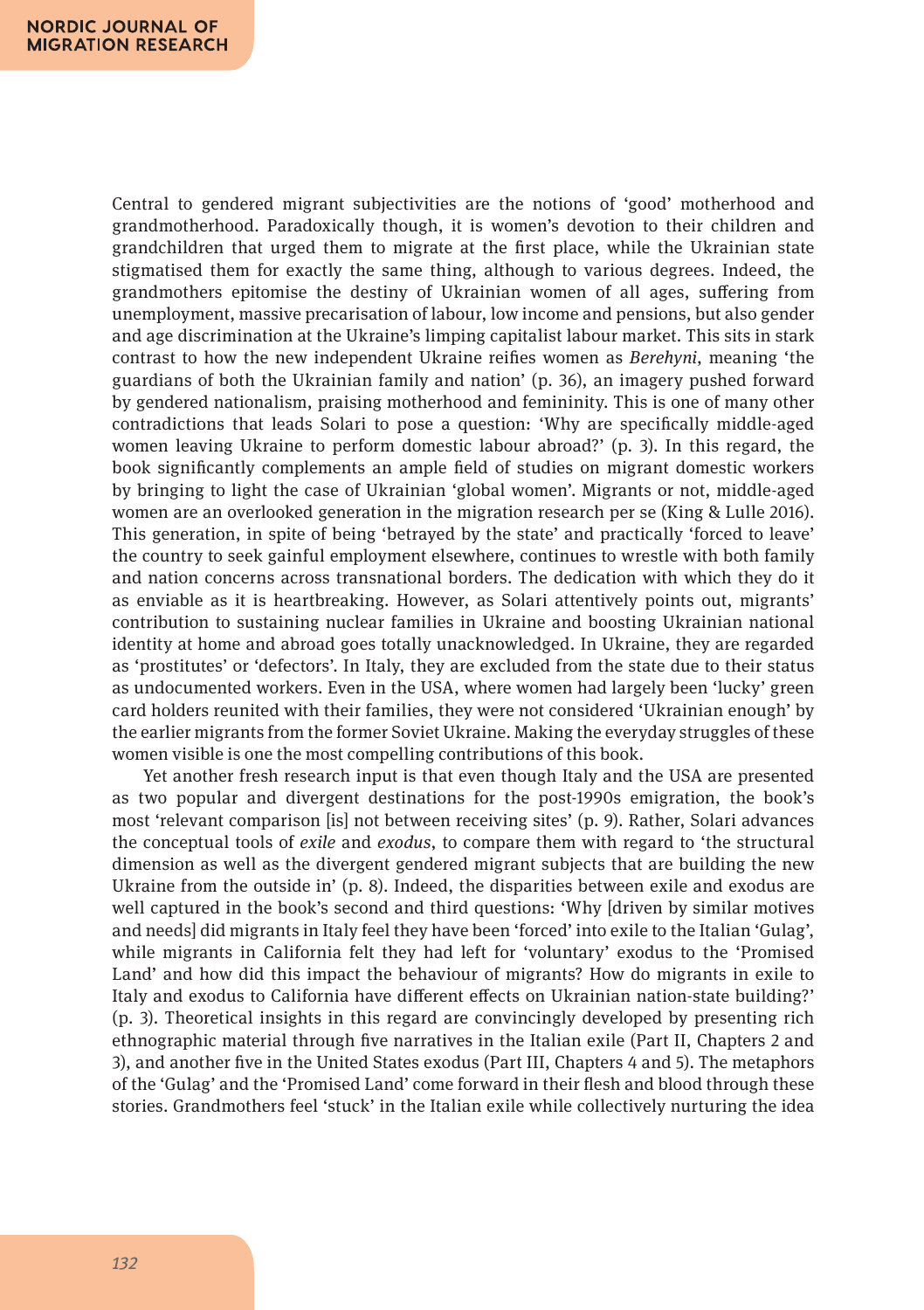Central to gendered migrant subjectivities are the notions of 'good' motherhood and grandmotherhood. Paradoxically though, it is women's devotion to their children and grandchildren that urged them to migrate at the first place, while the Ukrainian state stigmatised them for exactly the same thing, although to various degrees. Indeed, the grandmothers epitomise the destiny of Ukrainian women of all ages, suffering from unemployment, massive precarisation of labour, low income and pensions, but also gender and age discrimination at the Ukraine's limping capitalist labour market. This sits in stark contrast to how the new independent Ukraine reifies women as *Berehyni*, meaning 'the guardians of both the Ukrainian family and nation' (p. 36), an imagery pushed forward by gendered nationalism, praising motherhood and femininity. This is one of many other contradictions that leads Solari to pose a question: 'Why are specifically middle-aged women leaving Ukraine to perform domestic labour abroad?' (p. 3). In this regard, the book significantly complements an ample field of studies on migrant domestic workers by bringing to light the case of Ukrainian 'global women'. Migrants or not, middle-aged women are an overlooked generation in the migration research per se (King & Lulle 2016). This generation, in spite of being 'betrayed by the state' and practically 'forced to leave' the country to seek gainful employment elsewhere, continues to wrestle with both family and nation concerns across transnational borders. The dedication with which they do it as enviable as it is heartbreaking. However, as Solari attentively points out, migrants' contribution to sustaining nuclear families in Ukraine and boosting Ukrainian national identity at home and abroad goes totally unacknowledged. In Ukraine, they are regarded as 'prostitutes' or 'defectors'. In Italy, they are excluded from the state due to their status as undocumented workers. Even in the USA, where women had largely been 'lucky' green card holders reunited with their families, they were not considered 'Ukrainian enough' by the earlier migrants from the former Soviet Ukraine. Making the everyday struggles of these women visible is one the most compelling contributions of this book.

Yet another fresh research input is that even though Italy and the USA are presented as two popular and divergent destinations for the post-1990s emigration, the book's most 'relevant comparison [is] not between receiving sites' (p. 9). Rather, Solari advances the conceptual tools of *exile* and *exodus*, to compare them with regard to 'the structural dimension as well as the divergent gendered migrant subjects that are building the new Ukraine from the outside in' (p. 8). Indeed, the disparities between exile and exodus are well captured in the book's second and third questions: 'Why [driven by similar motives and needs] did migrants in Italy feel they have been 'forced' into exile to the Italian 'Gulag', while migrants in California felt they had left for 'voluntary' exodus to the 'Promised Land' and how did this impact the behaviour of migrants? How do migrants in exile to Italy and exodus to California have different effects on Ukrainian nation-state building?' (p. 3). Theoretical insights in this regard are convincingly developed by presenting rich ethnographic material through five narratives in the Italian exile (Part II, Chapters 2 and 3), and another five in the United States exodus (Part III, Chapters 4 and 5). The metaphors of the 'Gulag' and the 'Promised Land' come forward in their flesh and blood through these stories. Grandmothers feel 'stuck' in the Italian exile while collectively nurturing the idea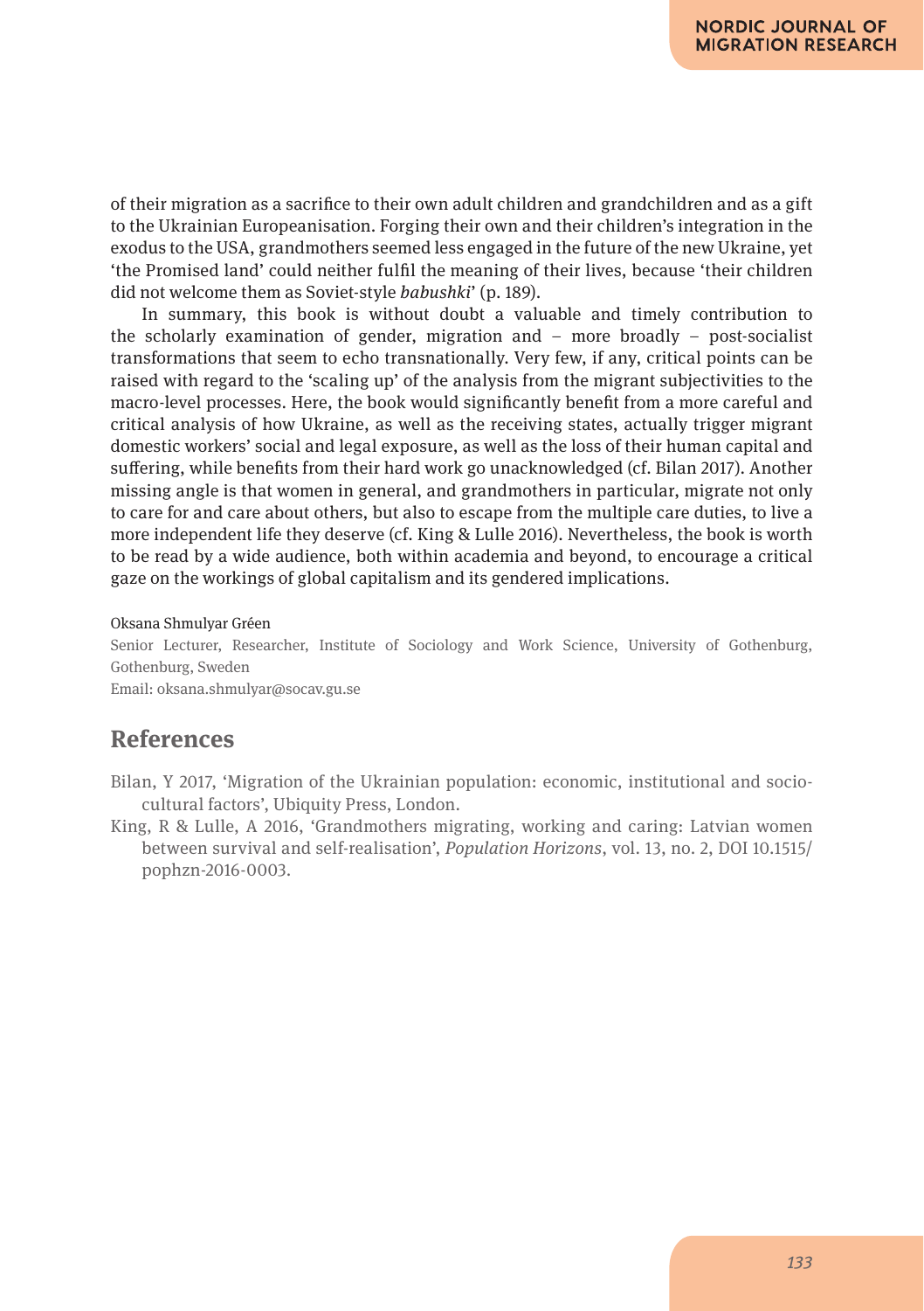of their migration as a sacrifice to their own adult children and grandchildren and as a gift to the Ukrainian Europeanisation. Forging their own and their children's integration in the exodus to the USA, grandmothers seemed less engaged in the future of the new Ukraine, yet 'the Promised land' could neither fulfil the meaning of their lives, because 'their children did not welcome them as Soviet-style *babushki*' (p. 189).

In summary, this book is without doubt a valuable and timely contribution to the scholarly examination of gender, migration and – more broadly – post-socialist transformations that seem to echo transnationally. Very few, if any, critical points can be raised with regard to the 'scaling up' of the analysis from the migrant subjectivities to the macro-level processes. Here, the book would significantly benefit from a more careful and critical analysis of how Ukraine, as well as the receiving states, actually trigger migrant domestic workers' social and legal exposure, as well as the loss of their human capital and suffering, while benefits from their hard work go unacknowledged (cf. Bilan 2017). Another missing angle is that women in general, and grandmothers in particular, migrate not only to care for and care about others, but also to escape from the multiple care duties, to live a more independent life they deserve (cf. King & Lulle 2016). Nevertheless, the book is worth to be read by a wide audience, both within academia and beyond, to encourage a critical gaze on the workings of global capitalism and its gendered implications.

Oksana Shmulyar Gréen

Senior Lecturer, Researcher, Institute of Sociology and Work Science, University of Gothenburg, Gothenburg, Sweden

Email: oksana.shmulyar@socav.gu.se

## References

Bilan, Y 2017, 'Migration of the Ukrainian population: economic, institutional and socio-cultural factors', Ubiquity Press, London.

King, R & Lulle, A 2016, 'Grandmothers migrating, working and caring: Latvian women between survival and self-realisation', *Population Horizons*, vol. 13, no. 2, DOI 10.1515/pophzn-2016-0003.